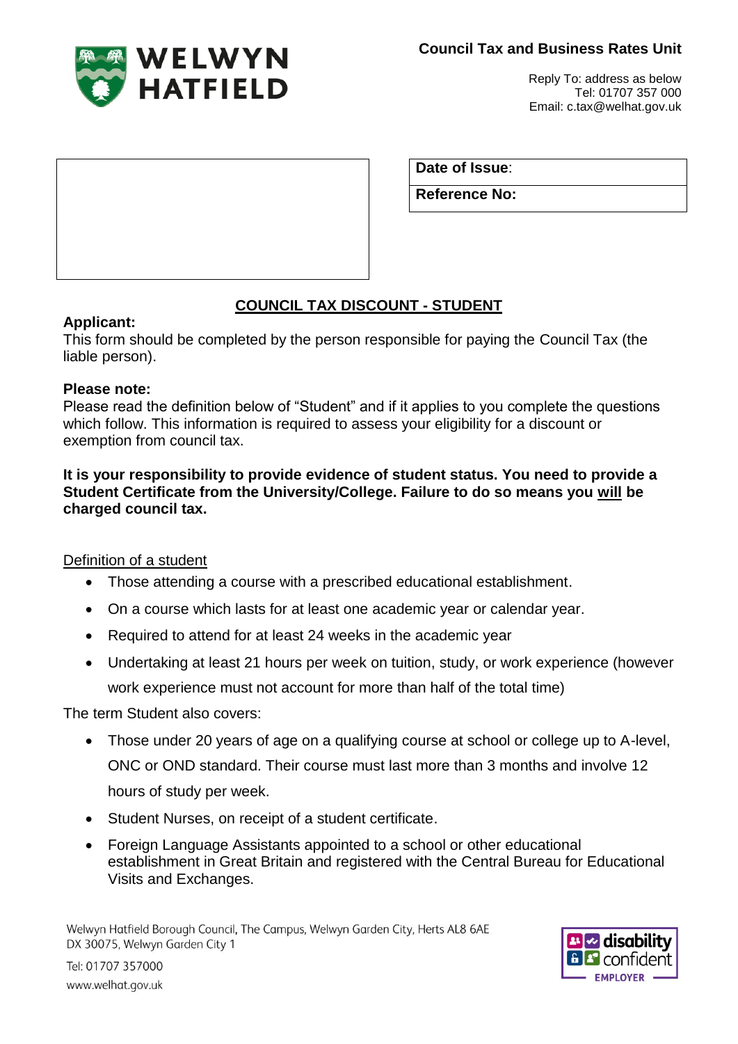**WELWYN HATFIELD**

**Council Tax and Business Rates Unit**

Reply To: address as below
Tel: 01707 357 000
Email: c.tax@welhat.gov.uk

| **Date of Issue**: |
|---|
| **Reference No:** |

## COUNCIL TAX DISCOUNT - STUDENT

**Applicant:**
This form should be completed by the person responsible for paying the Council Tax (the liable person).

**Please note:**
Please read the definition below of "Student" and if it applies to you complete the questions which follow. This information is required to assess your eligibility for a discount or exemption from council tax.

**It is your responsibility to provide evidence of student status. You need to provide a Student Certificate from the University/College. Failure to do so means you will be charged council tax.**

Definition of a student

- Those attending a course with a prescribed educational establishment.
- On a course which lasts for at least one academic year or calendar year.
- Required to attend for at least 24 weeks in the academic year
- Undertaking at least 21 hours per week on tuition, study, or work experience (however work experience must not account for more than half of the total time)

The term Student also covers:

- Those under 20 years of age on a qualifying course at school or college up to A-level, ONC or OND standard. Their course must last more than 3 months and involve 12 hours of study per week.
- Student Nurses, on receipt of a student certificate.
- Foreign Language Assistants appointed to a school or other educational establishment in Great Britain and registered with the Central Bureau for Educational Visits and Exchanges.

Welwyn Hatfield Borough Council, The Campus, Welwyn Garden City, Herts AL8 6AE
DX 30075, Welwyn Garden City 1

Tel: 01707 357000
www.welhat.gov.uk

disability confident EMPLOYER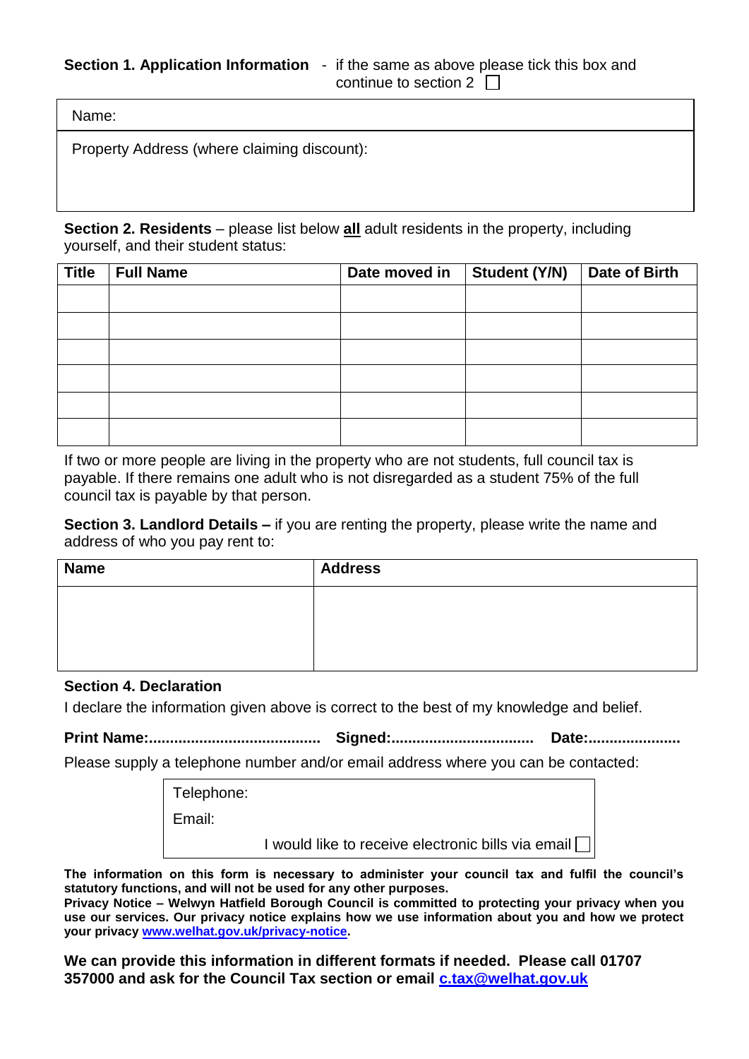**Section 1. Application Information** - if the same as above please tick this box and continue to section 2 ☐

| |
|---|
| Name: |
| Property Address (where claiming discount): |

**Section 2. Residents** – please list below **all** adult residents in the property, including yourself, and their student status:

| Title | Full Name | Date moved in | Student (Y/N) | Date of Birth |
|---|---|---|---|---|
| | | | | |
| | | | | |
| | | | | |
| | | | | |
| | | | | |
| | | | | |

If two or more people are living in the property who are not students, full council tax is payable. If there remains one adult who is not disregarded as a student 75% of the full council tax is payable by that person.

**Section 3. Landlord Details –** if you are renting the property, please write the name and address of who you pay rent to:

| Name | Address |
|---|---|
| | |

**Section 4. Declaration**

I declare the information given above is correct to the best of my knowledge and belief.

**Print Name:.........................................  Signed:.................................  Date:......................**

Please supply a telephone number and/or email address where you can be contacted:

Telephone:

Email:

I would like to receive electronic bills via email ☐

**The information on this form is necessary to administer your council tax and fulfil the council's statutory functions, and will not be used for any other purposes.**

**Privacy Notice – Welwyn Hatfield Borough Council is committed to protecting your privacy when you use our services. Our privacy notice explains how we use information about you and how we protect your privacy www.welhat.gov.uk/privacy-notice.**

**We can provide this information in different formats if needed. Please call 01707 357000 and ask for the Council Tax section or email c.tax@welhat.gov.uk**